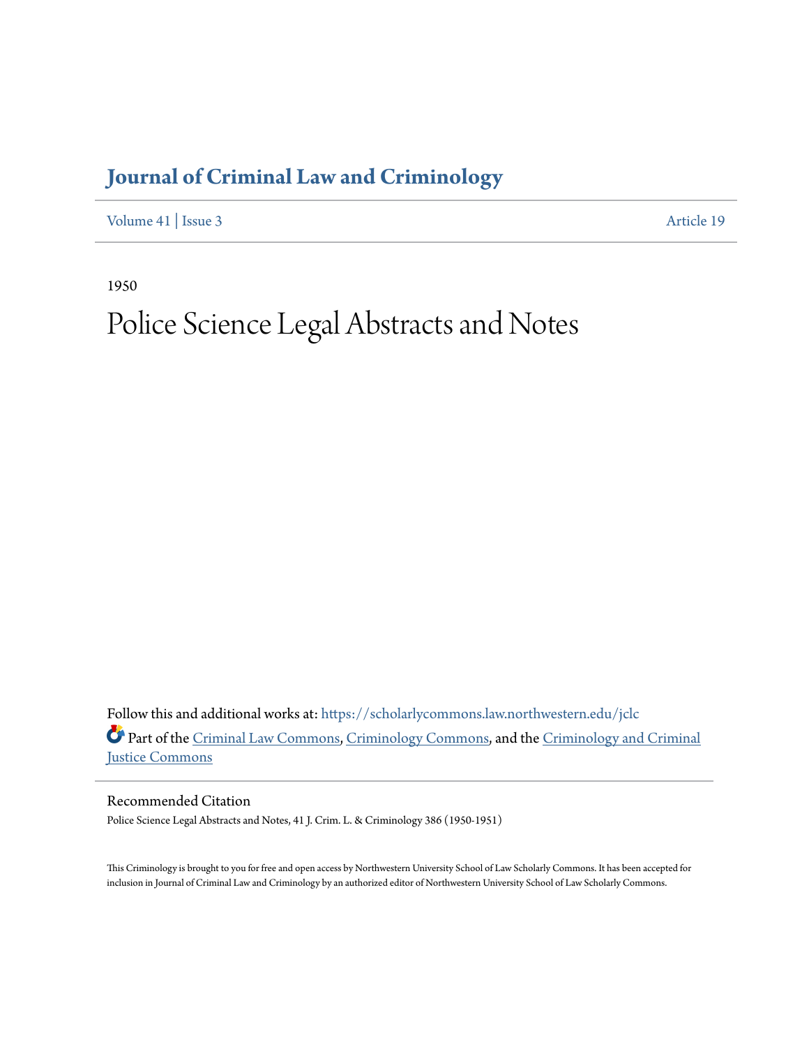# Journal of Criminal Law and Criminology

Volume 41 | Issue 3 Article 19

1950

# Police Science Legal Abstracts and Notes

Follow this and additional works at: https://scholarlycommons.law.northwestern.edu/jclc

Part of the Criminal Law Commons, Criminology Commons, and the Criminology and Criminal Justice Commons

## Recommended Citation

Police Science Legal Abstracts and Notes, 41 J. Crim. L. & Criminology 386 (1950-1951)

This Criminology is brought to you for free and open access by Northwestern University School of Law Scholarly Commons. It has been accepted for inclusion in Journal of Criminal Law and Criminology by an authorized editor of Northwestern University School of Law Scholarly Commons.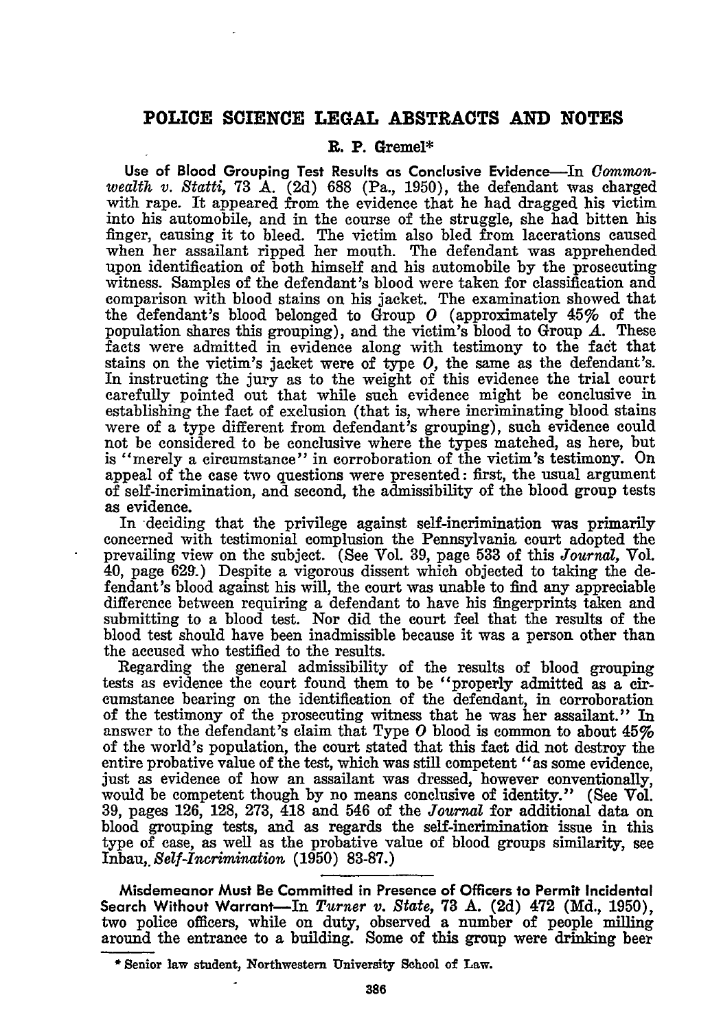## POLICE SCIENCE LEGAL ABSTRACTS AND NOTES

### R. P. Gremel*

**Use of Blood Grouping Test Results as Conclusive Evidence**—In *Commonwealth v. Statti*, 73 A. (2d) 688 (Pa., 1950), the defendant was charged with rape. It appeared from the evidence that he had dragged his victim into his automobile, and in the course of the struggle, she had bitten his finger, causing it to bleed. The victim also bled from lacerations caused when her assailant ripped her mouth. The defendant was apprehended upon identification of both himself and his automobile by the prosecuting witness. Samples of the defendant's blood were taken for classification and comparison with blood stains on his jacket. The examination showed that the defendant's blood belonged to Group *O* (approximately 45% of the population shares this grouping), and the victim's blood to Group *A*. These facts were admitted in evidence along with testimony to the fact that stains on the victim's jacket were of type *O*, the same as the defendant's. In instructing the jury as to the weight of this evidence the trial court carefully pointed out that while such evidence might be conclusive in establishing the fact of exclusion (that is, where incriminating blood stains were of a type different from defendant's grouping), such evidence could not be considered to be conclusive where the types matched, as here, but is "merely a circumstance" in corroboration of the victim's testimony. On appeal of the case two questions were presented: first, the usual argument of self-incrimination, and second, the admissibility of the blood group tests as evidence.

In deciding that the privilege against self-incrimination was primarily concerned with testimonial complusion the Pennsylvania court adopted the prevailing view on the subject. (See Vol. 39, page 533 of this *Journal*, Vol. 40, page 629.) Despite a vigorous dissent which objected to taking the defendant's blood against his will, the court was unable to find any appreciable difference between requiring a defendant to have his fingerprints taken and submitting to a blood test. Nor did the court feel that the results of the blood test should have been inadmissible because it was a person other than the accused who testified to the results.

Regarding the general admissibility of the results of blood grouping tests as evidence the court found them to be "properly admitted as a circumstance bearing on the identification of the defendant, in corroboration of the testimony of the prosecuting witness that he was her assailant." In answer to the defendant's claim that Type *O* blood is common to about 45% of the world's population, the court stated that this fact did not destroy the entire probative value of the test, which was still competent "as some evidence, just as evidence of how an assailant was dressed, however conventionally, would be competent though by no means conclusive of identity." (See Vol. 39, pages 126, 128, 273, 418 and 546 of the *Journal* for additional data on blood grouping tests, and as regards the self-incrimination issue in this type of case, as well as the probative value of blood groups similarity, see Inbau, *Self-Incrimination* (1950) 83-87.)

---

**Misdemeanor Must Be Committed in Presence of Officers to Permit Incidental Search Without Warrant**—In *Turner v. State*, 73 A. (2d) 472 (Md., 1950), two police officers, while on duty, observed a number of people milling around the entrance to a building. Some of this group were drinking beer

---

\* Senior law student, Northwestern University School of Law.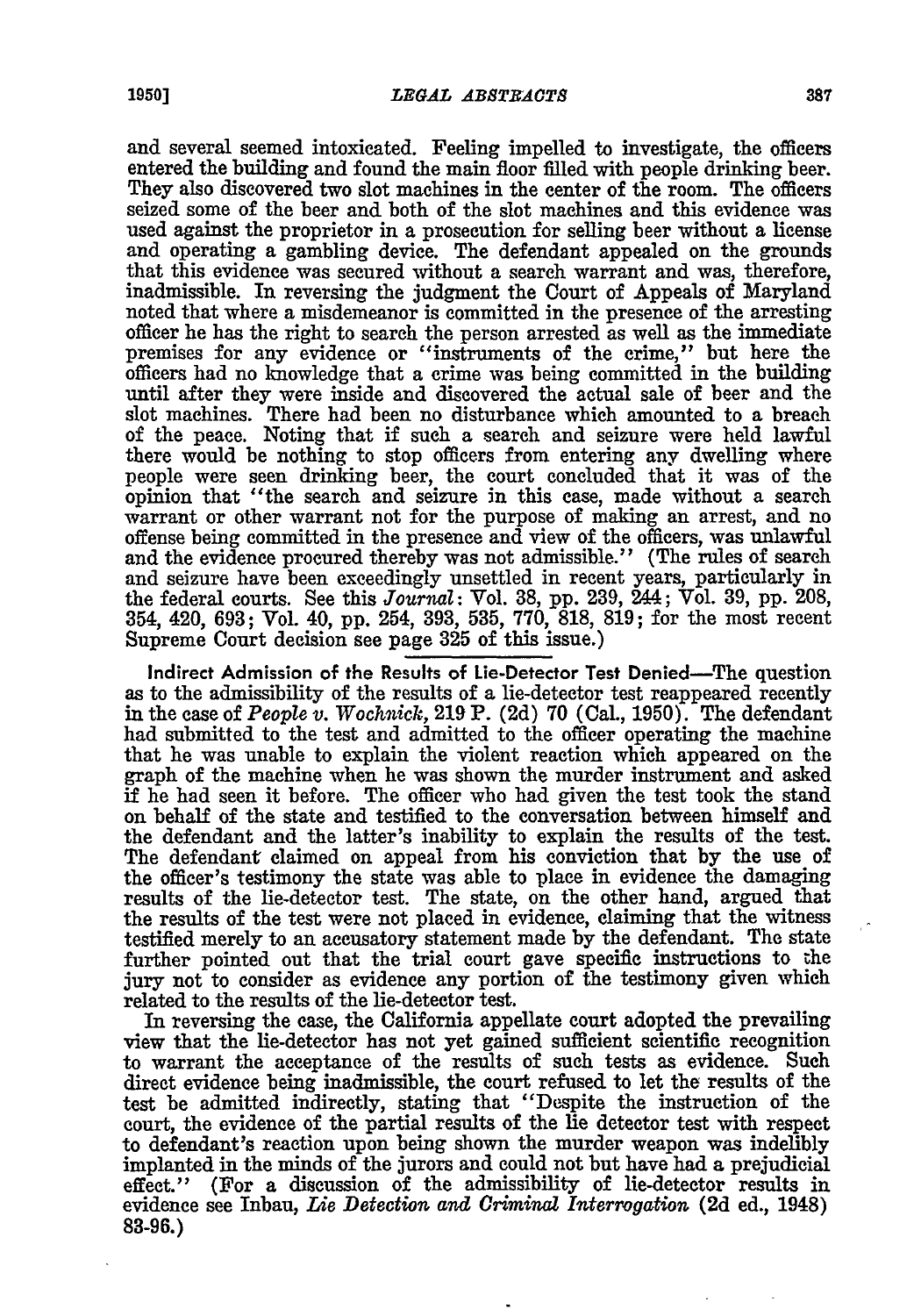and several seemed intoxicated. Feeling impelled to investigate, the officers entered the building and found the main floor filled with people drinking beer. They also discovered two slot machines in the center of the room. The officers seized some of the beer and both of the slot machines and this evidence was used against the proprietor in a prosecution for selling beer without a license and operating a gambling device. The defendant appealed on the grounds that this evidence was secured without a search warrant and was, therefore, inadmissible. In reversing the judgment the Court of Appeals of Maryland noted that where a misdemeanor is committed in the presence of the arresting officer he has the right to search the person arrested as well as the immediate premises for any evidence or "instruments of the crime," but here the officers had no knowledge that a crime was being committed in the building until after they were inside and discovered the actual sale of beer and the slot machines. There had been no disturbance which amounted to a breach of the peace. Noting that if such a search and seizure were held lawful there would be nothing to stop officers from entering any dwelling where people were seen drinking beer, the court concluded that it was of the opinion that "the search and seizure in this case, made without a search warrant or other warrant not for the purpose of making an arrest, and no offense being committed in the presence and view of the officers, was unlawful and the evidence procured thereby was not admissible." (The rules of search and seizure have been exceedingly unsettled in recent years, particularly in the federal courts. See this *Journal*: Vol. 38, pp. 239, 244; Vol. 39, pp. 208, 354, 420, 693; Vol. 40, pp. 254, 393, 535, 770, 818, 819; for the most recent Supreme Court decision see page 325 of this issue.)

**Indirect Admission of the Results of Lie-Detector Test Denied**—The question as to the admissibility of the results of a lie-detector test reappeared recently in the case of *People v. Wochnick*, 219 P. (2d) 70 (Cal., 1950). The defendant had submitted to the test and admitted to the officer operating the machine that he was unable to explain the violent reaction which appeared on the graph of the machine when he was shown the murder instrument and asked if he had seen it before. The officer who had given the test took the stand on behalf of the state and testified to the conversation between himself and the defendant and the latter's inability to explain the results of the test. The defendant claimed on appeal from his conviction that by the use of the officer's testimony the state was able to place in evidence the damaging results of the lie-detector test. The state, on the other hand, argued that the results of the test were not placed in evidence, claiming that the witness testified merely to an accusatory statement made by the defendant. The state further pointed out that the trial court gave specific instructions to the jury not to consider as evidence any portion of the testimony given which related to the results of the lie-detector test.

In reversing the case, the California appellate court adopted the prevailing view that the lie-detector has not yet gained sufficient scientific recognition to warrant the acceptance of the results of such tests as evidence. Such direct evidence being inadmissible, the court refused to let the results of the test be admitted indirectly, stating that "Despite the instruction of the court, the evidence of the partial results of the lie detector test with respect to defendant's reaction upon being shown the murder weapon was indelibly implanted in the minds of the jurors and could not but have had a prejudicial effect." (For a discussion of the admissibility of lie-detector results in evidence see Inbau, *Lie Detection and Criminal Interrogation* (2d ed., 1948) 83-96.)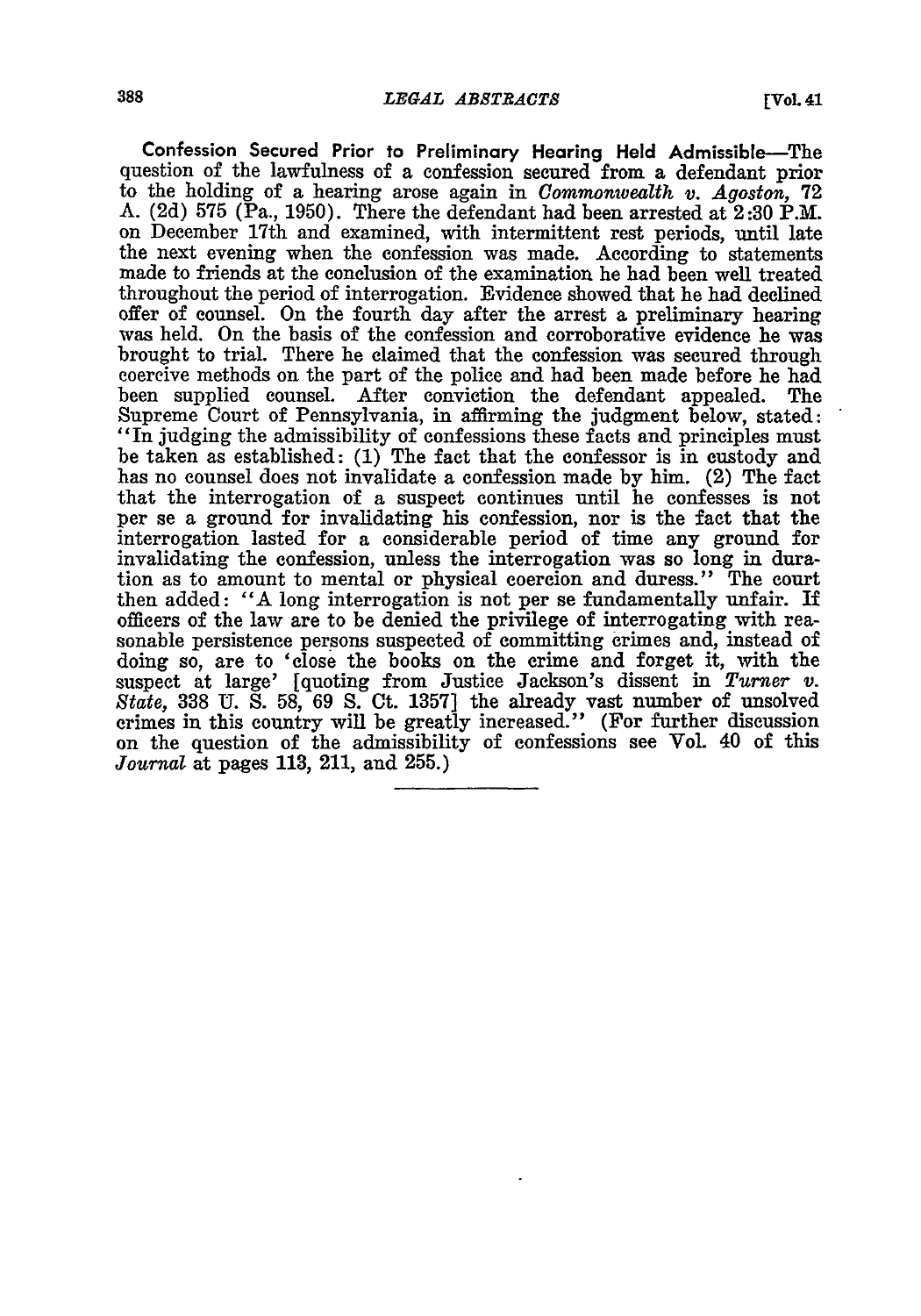**Confession Secured Prior to Preliminary Hearing Held Admissible**—The question of the lawfulness of a confession secured from a defendant prior to the holding of a hearing arose again in *Commonwealth v. Agoston,* 72 A. (2d) 575 (Pa., 1950). There the defendant had been arrested at 2:30 P.M. on December 17th and examined, with intermittent rest periods, until late the next evening when the confession was made. According to statements made to friends at the conclusion of the examination he had been well treated throughout the period of interrogation. Evidence showed that he had declined offer of counsel. On the fourth day after the arrest a preliminary hearing was held. On the basis of the confession and corroborative evidence he was brought to trial. There he claimed that the confession was secured through coercive methods on the part of the police and had been made before he had been supplied counsel. After conviction the defendant appealed. The Supreme Court of Pennsylvania, in affirming the judgment below, stated: "In judging the admissibility of confessions these facts and principles must be taken as established: (1) The fact that the confessor is in custody and has no counsel does not invalidate a confession made by him. (2) The fact that the interrogation of a suspect continues until he confesses is not per se a ground for invalidating his confession, nor is the fact that the interrogation lasted for a considerable period of time any ground for invalidating the confession, unless the interrogation was so long in duration as to amount to mental or physical coercion and duress." The court then added: "A long interrogation is not per se fundamentally unfair. If officers of the law are to be denied the privilege of interrogating with reasonable persistence persons suspected of committing crimes and, instead of doing so, are to 'close the books on the crime and forget it, with the suspect at large' [quoting from Justice Jackson's dissent in *Turner v. State,* 338 U. S. 58, 69 S. Ct. 1357] the already vast number of unsolved crimes in this country will be greatly increased." (For further discussion on the question of the admissibility of confessions see Vol. 40 of this *Journal* at pages 113, 211, and 255.)